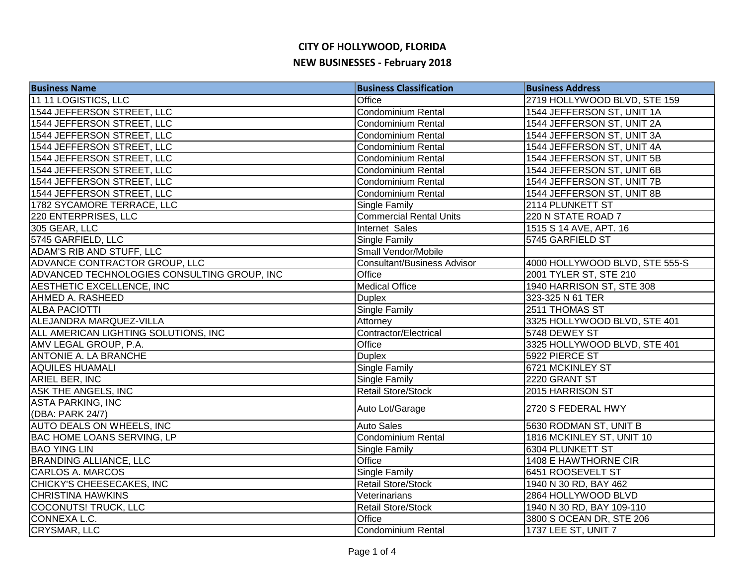# CITY OF HOLLYWOOD, FLORIDA

## NEW BUSINESSES - February 2018

| Business Name | Business Classification | Business Address |
|---|---|---|
| 11 11 LOGISTICS, LLC | Office | 2719 HOLLYWOOD BLVD, STE 159 |
| 1544 JEFFERSON STREET, LLC | Condominium Rental | 1544 JEFFERSON ST, UNIT 1A |
| 1544 JEFFERSON STREET, LLC | Condominium Rental | 1544 JEFFERSON ST, UNIT 2A |
| 1544 JEFFERSON STREET, LLC | Condominium Rental | 1544 JEFFERSON ST, UNIT 3A |
| 1544 JEFFERSON STREET, LLC | Condominium Rental | 1544 JEFFERSON ST, UNIT 4A |
| 1544 JEFFERSON STREET, LLC | Condominium Rental | 1544 JEFFERSON ST, UNIT 5B |
| 1544 JEFFERSON STREET, LLC | Condominium Rental | 1544 JEFFERSON ST, UNIT 6B |
| 1544 JEFFERSON STREET, LLC | Condominium Rental | 1544 JEFFERSON ST, UNIT 7B |
| 1544 JEFFERSON STREET, LLC | Condominium Rental | 1544 JEFFERSON ST, UNIT 8B |
| 1782 SYCAMORE TERRACE, LLC | Single Family | 2114 PLUNKETT ST |
| 220 ENTERPRISES, LLC | Commercial Rental Units | 220 N STATE ROAD 7 |
| 305 GEAR, LLC | Internet Sales | 1515 S 14 AVE, APT. 16 |
| 5745 GARFIELD, LLC | Single Family | 5745 GARFIELD ST |
| ADAM'S RIB AND STUFF, LLC | Small Vendor/Mobile | |
| ADVANCE CONTRACTOR GROUP, LLC | Consultant/Business Advisor | 4000 HOLLYWOOD BLVD, STE 555-S |
| ADVANCED TECHNOLOGIES CONSULTING GROUP, INC | Office | 2001 TYLER ST, STE 210 |
| AESTHETIC EXCELLENCE, INC | Medical Office | 1940 HARRISON ST, STE 308 |
| AHMED A. RASHEED | Duplex | 323-325 N 61 TER |
| ALBA PACIOTTI | Single Family | 2511 THOMAS ST |
| ALEJANDRA MARQUEZ-VILLA | Attorney | 3325 HOLLYWOOD BLVD, STE 401 |
| ALL AMERICAN LIGHTING SOLUTIONS, INC | Contractor/Electrical | 5748 DEWEY ST |
| AMV LEGAL GROUP, P.A. | Office | 3325 HOLLYWOOD BLVD, STE 401 |
| ANTONIE A. LA BRANCHE | Duplex | 5922 PIERCE ST |
| AQUILES HUAMALI | Single Family | 6721 MCKINLEY ST |
| ARIEL BER, INC | Single Family | 2220 GRANT ST |
| ASK THE ANGELS, INC | Retail Store/Stock | 2015 HARRISON ST |
| ASTA PARKING, INC (DBA: PARK 24/7) | Auto Lot/Garage | 2720 S FEDERAL HWY |
| AUTO DEALS ON WHEELS, INC | Auto Sales | 5630 RODMAN ST, UNIT B |
| BAC HOME LOANS SERVING, LP | Condominium Rental | 1816 MCKINLEY ST, UNIT 10 |
| BAO YING LIN | Single Family | 6304 PLUNKETT ST |
| BRANDING ALLIANCE, LLC | Office | 1408 E HAWTHORNE CIR |
| CARLOS A. MARCOS | Single Family | 6451 ROOSEVELT ST |
| CHICKY'S CHEESECAKES, INC | Retail Store/Stock | 1940 N 30 RD, BAY 462 |
| CHRISTINA HAWKINS | Veterinarians | 2864 HOLLYWOOD BLVD |
| COCONUTS! TRUCK, LLC | Retail Store/Stock | 1940 N 30 RD, BAY 109-110 |
| CONNEXA L.C. | Office | 3800 S OCEAN DR, STE 206 |
| CRYSMAR, LLC | Condominium Rental | 1737 LEE ST, UNIT 7 |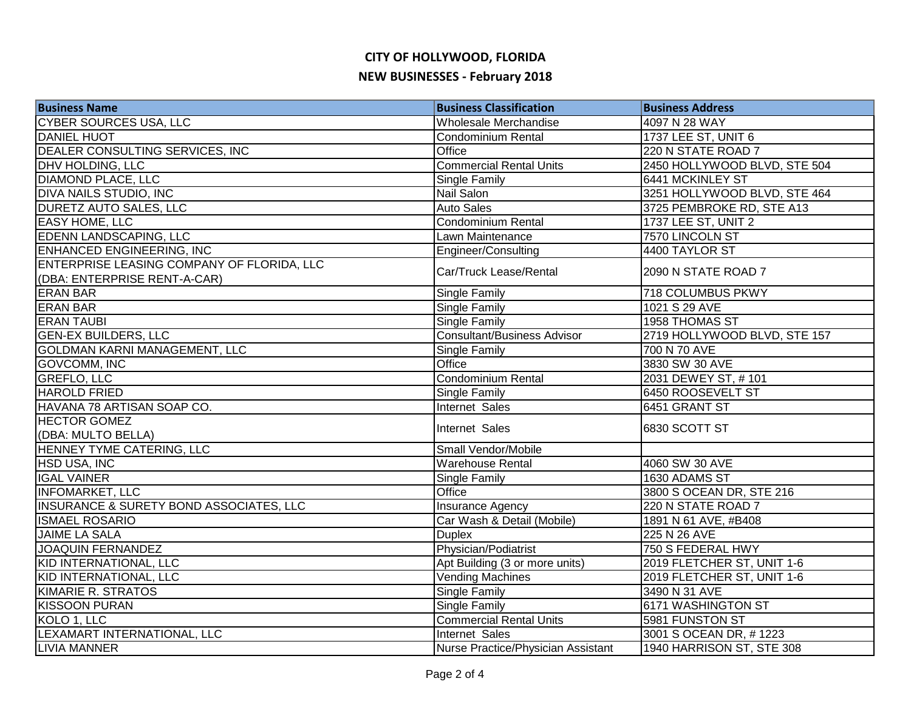# CITY OF HOLLYWOOD, FLORIDA

## NEW BUSINESSES - February 2018

| Business Name | Business Classification | Business Address |
|---|---|---|
| CYBER SOURCES USA, LLC | Wholesale Merchandise | 4097 N 28 WAY |
| DANIEL HUOT | Condominium Rental | 1737 LEE ST, UNIT 6 |
| DEALER CONSULTING SERVICES, INC | Office | 220 N STATE ROAD 7 |
| DHV HOLDING, LLC | Commercial Rental Units | 2450 HOLLYWOOD BLVD, STE 504 |
| DIAMOND PLACE, LLC | Single Family | 6441 MCKINLEY ST |
| DIVA NAILS STUDIO, INC | Nail Salon | 3251 HOLLYWOOD BLVD, STE 464 |
| DURETZ AUTO SALES, LLC | Auto Sales | 3725 PEMBROKE RD, STE A13 |
| EASY HOME, LLC | Condominium Rental | 1737 LEE ST, UNIT 2 |
| EDENN LANDSCAPING, LLC | Lawn Maintenance | 7570 LINCOLN ST |
| ENHANCED ENGINEERING, INC | Engineer/Consulting | 4400 TAYLOR ST |
| ENTERPRISE LEASING COMPANY OF FLORIDA, LLC (DBA: ENTERPRISE RENT-A-CAR) | Car/Truck Lease/Rental | 2090 N STATE ROAD 7 |
| ERAN BAR | Single Family | 718 COLUMBUS PKWY |
| ERAN BAR | Single Family | 1021 S 29 AVE |
| ERAN TAUBI | Single Family | 1958 THOMAS ST |
| GEN-EX BUILDERS, LLC | Consultant/Business Advisor | 2719 HOLLYWOOD BLVD, STE 157 |
| GOLDMAN KARNI MANAGEMENT, LLC | Single Family | 700 N 70 AVE |
| GOVCOMM, INC | Office | 3830 SW 30 AVE |
| GREFLO, LLC | Condominium Rental | 2031 DEWEY ST, # 101 |
| HAROLD FRIED | Single Family | 6450 ROOSEVELT ST |
| HAVANA 78 ARTISAN SOAP CO. | Internet Sales | 6451 GRANT ST |
| HECTOR GOMEZ (DBA: MULTO BELLA) | Internet Sales | 6830 SCOTT ST |
| HENNEY TYME CATERING, LLC | Small Vendor/Mobile | |
| HSD USA, INC | Warehouse Rental | 4060 SW 30 AVE |
| IGAL VAINER | Single Family | 1630 ADAMS ST |
| INFOMARKET, LLC | Office | 3800 S OCEAN DR, STE 216 |
| INSURANCE & SURETY BOND ASSOCIATES, LLC | Insurance Agency | 220 N STATE ROAD 7 |
| ISMAEL ROSARIO | Car Wash & Detail (Mobile) | 1891 N 61 AVE, #B408 |
| JAIME LA SALA | Duplex | 225 N 26 AVE |
| JOAQUIN FERNANDEZ | Physician/Podiatrist | 750 S FEDERAL HWY |
| KID INTERNATIONAL, LLC | Apt Building (3 or more units) | 2019 FLETCHER ST, UNIT 1-6 |
| KID INTERNATIONAL, LLC | Vending Machines | 2019 FLETCHER ST, UNIT 1-6 |
| KIMARIE R. STRATOS | Single Family | 3490 N 31 AVE |
| KISSOON PURAN | Single Family | 6171 WASHINGTON ST |
| KOLO 1, LLC | Commercial Rental Units | 5981 FUNSTON ST |
| LEXAMART INTERNATIONAL, LLC | Internet Sales | 3001 S OCEAN DR, # 1223 |
| LIVIA MANNER | Nurse Practice/Physician Assistant | 1940 HARRISON ST, STE 308 |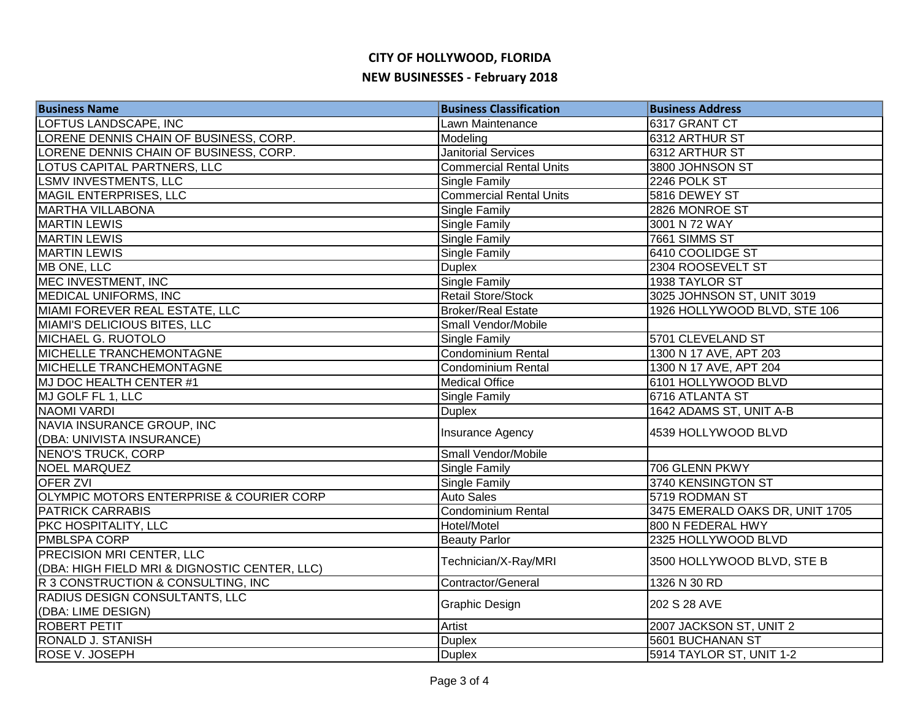# CITY OF HOLLYWOOD, FLORIDA

## NEW BUSINESSES - February 2018

| Business Name | Business Classification | Business Address |
|---|---|---|
| LOFTUS LANDSCAPE, INC | Lawn Maintenance | 6317 GRANT CT |
| LORENE DENNIS CHAIN OF BUSINESS, CORP. | Modeling | 6312 ARTHUR ST |
| LORENE DENNIS CHAIN OF BUSINESS, CORP. | Janitorial Services | 6312 ARTHUR ST |
| LOTUS CAPITAL PARTNERS, LLC | Commercial Rental Units | 3800 JOHNSON ST |
| LSMV INVESTMENTS, LLC | Single Family | 2246 POLK ST |
| MAGIL ENTERPRISES, LLC | Commercial Rental Units | 5816 DEWEY ST |
| MARTHA VILLABONA | Single Family | 2826 MONROE ST |
| MARTIN LEWIS | Single Family | 3001 N 72 WAY |
| MARTIN LEWIS | Single Family | 7661 SIMMS ST |
| MARTIN LEWIS | Single Family | 6410 COOLIDGE ST |
| MB ONE, LLC | Duplex | 2304 ROOSEVELT ST |
| MEC INVESTMENT, INC | Single Family | 1938 TAYLOR ST |
| MEDICAL UNIFORMS, INC | Retail Store/Stock | 3025 JOHNSON ST, UNIT 3019 |
| MIAMI FOREVER REAL ESTATE, LLC | Broker/Real Estate | 1926 HOLLYWOOD BLVD, STE 106 |
| MIAMI'S DELICIOUS BITES, LLC | Small Vendor/Mobile | |
| MICHAEL G. RUOTOLO | Single Family | 5701 CLEVELAND ST |
| MICHELLE TRANCHEMONTAGNE | Condominium Rental | 1300 N 17 AVE, APT 203 |
| MICHELLE TRANCHEMONTAGNE | Condominium Rental | 1300 N 17 AVE, APT 204 |
| MJ DOC HEALTH CENTER #1 | Medical Office | 6101 HOLLYWOOD BLVD |
| MJ GOLF FL 1, LLC | Single Family | 6716 ATLANTA ST |
| NAOMI VARDI | Duplex | 1642 ADAMS ST, UNIT A-B |
| NAVIA INSURANCE GROUP, INC (DBA: UNIVISTA INSURANCE) | Insurance Agency | 4539 HOLLYWOOD BLVD |
| NENO'S TRUCK, CORP | Small Vendor/Mobile | |
| NOEL MARQUEZ | Single Family | 706 GLENN PKWY |
| OFER ZVI | Single Family | 3740 KENSINGTON ST |
| OLYMPIC MOTORS ENTERPRISE & COURIER CORP | Auto Sales | 5719 RODMAN ST |
| PATRICK CARRABIS | Condominium Rental | 3475 EMERALD OAKS DR, UNIT 1705 |
| PKC HOSPITALITY, LLC | Hotel/Motel | 800 N FEDERAL HWY |
| PMBLSPA CORP | Beauty Parlor | 2325 HOLLYWOOD BLVD |
| PRECISION MRI CENTER, LLC (DBA: HIGH FIELD MRI & DIGNOSTIC CENTER, LLC) | Technician/X-Ray/MRI | 3500 HOLLYWOOD BLVD, STE B |
| R 3 CONSTRUCTION & CONSULTING, INC | Contractor/General | 1326 N 30 RD |
| RADIUS DESIGN CONSULTANTS, LLC (DBA: LIME DESIGN) | Graphic Design | 202 S 28 AVE |
| ROBERT PETIT | Artist | 2007 JACKSON ST, UNIT 2 |
| RONALD J. STANISH | Duplex | 5601 BUCHANAN ST |
| ROSE V. JOSEPH | Duplex | 5914 TAYLOR ST, UNIT 1-2 |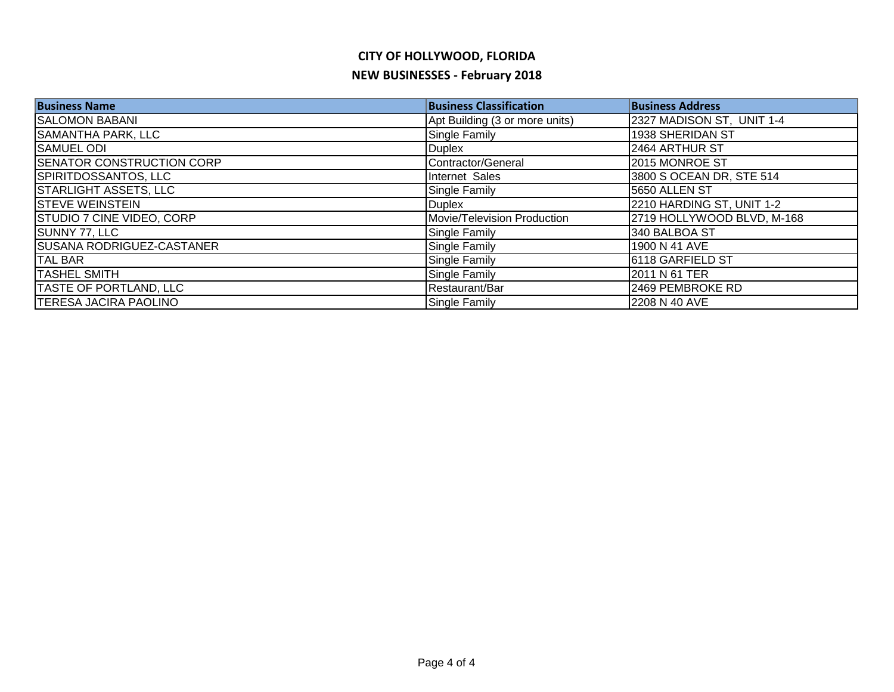**CITY OF HOLLYWOOD, FLORIDA**

**NEW BUSINESSES - February 2018**

| Business Name | Business Classification | Business Address |
|---|---|---|
| SALOMON BABANI | Apt Building (3 or more units) | 2327 MADISON ST,  UNIT 1-4 |
| SAMANTHA PARK, LLC | Single Family | 1938 SHERIDAN ST |
| SAMUEL ODI | Duplex | 2464 ARTHUR ST |
| SENATOR CONSTRUCTION CORP | Contractor/General | 2015 MONROE ST |
| SPIRITDOSSANTOS, LLC | Internet  Sales | 3800 S OCEAN DR, STE 514 |
| STARLIGHT ASSETS, LLC | Single Family | 5650 ALLEN ST |
| STEVE WEINSTEIN | Duplex | 2210 HARDING ST, UNIT 1-2 |
| STUDIO 7 CINE VIDEO, CORP | Movie/Television Production | 2719 HOLLYWOOD BLVD, M-168 |
| SUNNY 77, LLC | Single Family | 340 BALBOA ST |
| SUSANA RODRIGUEZ-CASTANER | Single Family | 1900 N 41 AVE |
| TAL BAR | Single Family | 6118 GARFIELD ST |
| TASHEL SMITH | Single Family | 2011 N 61 TER |
| TASTE OF PORTLAND, LLC | Restaurant/Bar | 2469 PEMBROKE RD |
| TERESA JACIRA PAOLINO | Single Family | 2208 N 40 AVE |